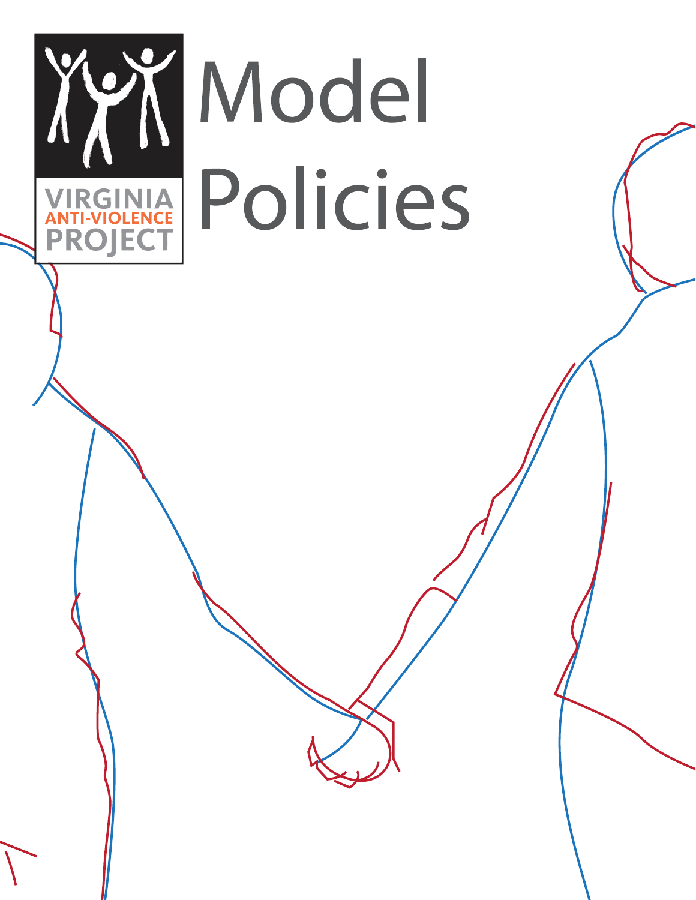VIRGINIA
ANTI-VIOLENCE
PROJECT

# Model Policies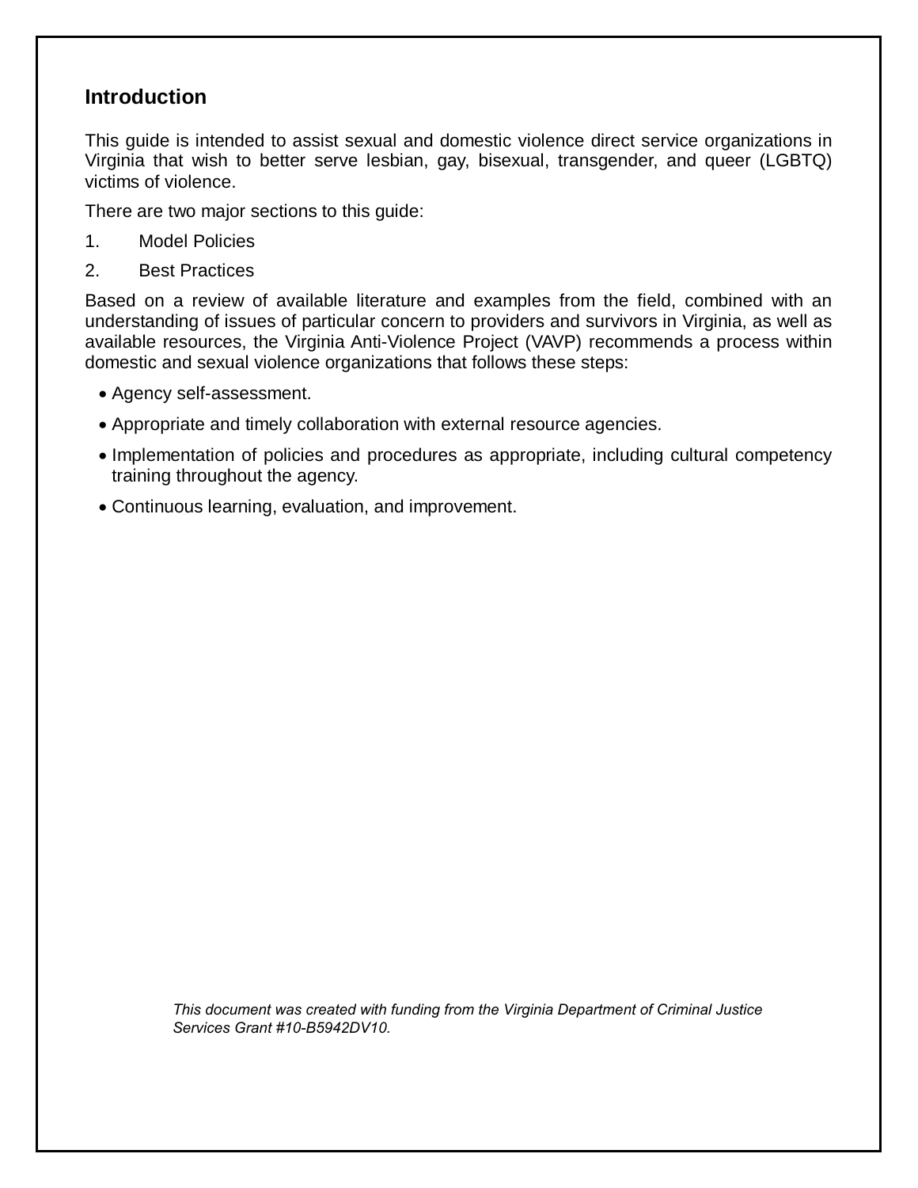## Introduction

This guide is intended to assist sexual and domestic violence direct service organizations in Virginia that wish to better serve lesbian, gay, bisexual, transgender, and queer (LGBTQ) victims of violence.

There are two major sections to this guide:

1. Model Policies
2. Best Practices

Based on a review of available literature and examples from the field, combined with an understanding of issues of particular concern to providers and survivors in Virginia, as well as available resources, the Virginia Anti-Violence Project (VAVP) recommends a process within domestic and sexual violence organizations that follows these steps:

- Agency self-assessment.
- Appropriate and timely collaboration with external resource agencies.
- Implementation of policies and procedures as appropriate, including cultural competency training throughout the agency.
- Continuous learning, evaluation, and improvement.

*This document was created with funding from the Virginia Department of Criminal Justice Services Grant #10-B5942DV10.*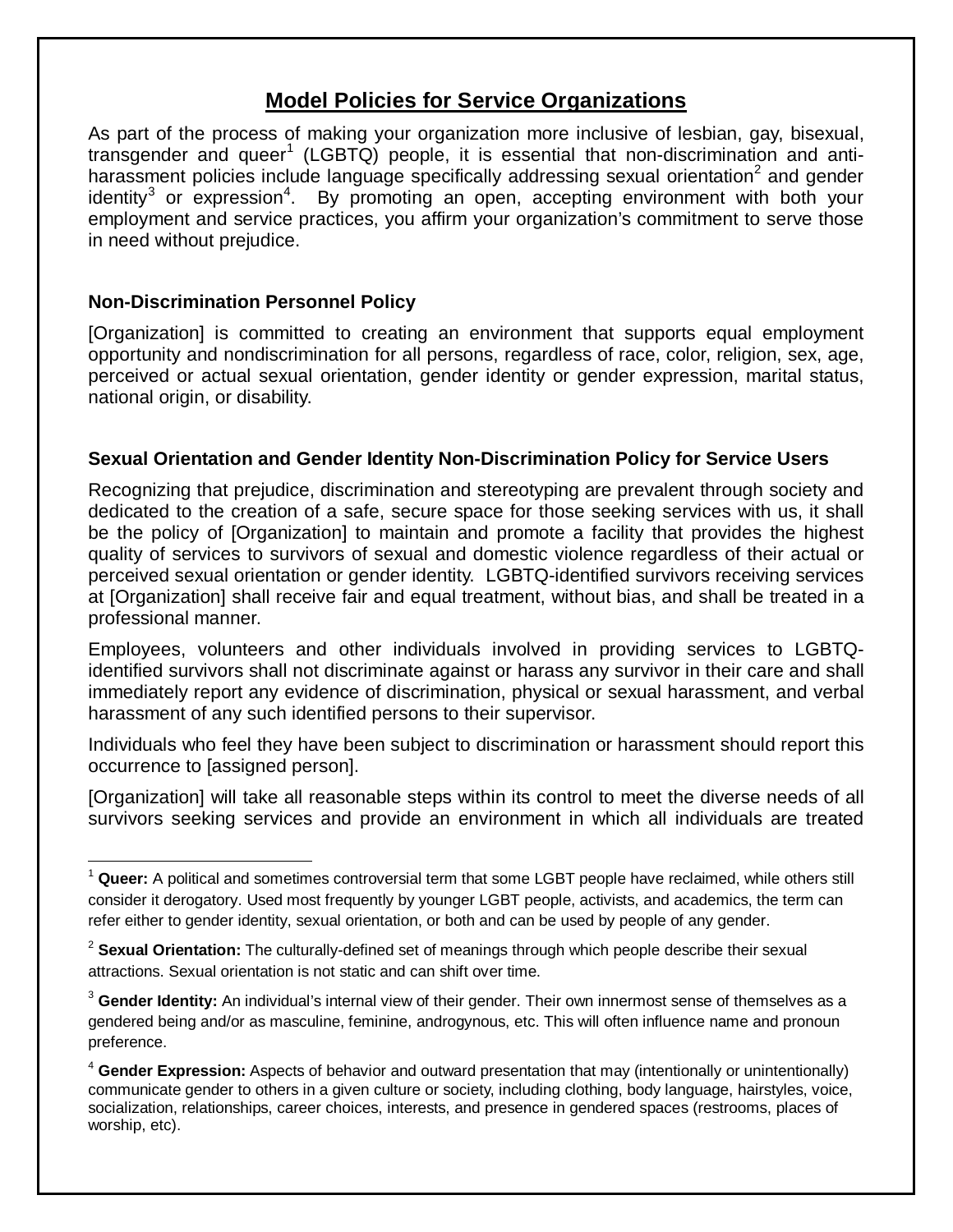## Model Policies for Service Organizations

As part of the process of making your organization more inclusive of lesbian, gay, bisexual, transgender and queer[1] (LGBTQ) people, it is essential that non-discrimination and anti-harassment policies include language specifically addressing sexual orientation[2] and gender identity[3] or expression[4]. By promoting an open, accepting environment with both your employment and service practices, you affirm your organization's commitment to serve those in need without prejudice.

### Non-Discrimination Personnel Policy

[Organization] is committed to creating an environment that supports equal employment opportunity and nondiscrimination for all persons, regardless of race, color, religion, sex, age, perceived or actual sexual orientation, gender identity or gender expression, marital status, national origin, or disability.

### Sexual Orientation and Gender Identity Non-Discrimination Policy for Service Users

Recognizing that prejudice, discrimination and stereotyping are prevalent through society and dedicated to the creation of a safe, secure space for those seeking services with us, it shall be the policy of [Organization] to maintain and promote a facility that provides the highest quality of services to survivors of sexual and domestic violence regardless of their actual or perceived sexual orientation or gender identity. LGBTQ-identified survivors receiving services at [Organization] shall receive fair and equal treatment, without bias, and shall be treated in a professional manner.

Employees, volunteers and other individuals involved in providing services to LGBTQ-identified survivors shall not discriminate against or harass any survivor in their care and shall immediately report any evidence of discrimination, physical or sexual harassment, and verbal harassment of any such identified persons to their supervisor.

Individuals who feel they have been subject to discrimination or harassment should report this occurrence to [assigned person].

[Organization] will take all reasonable steps within its control to meet the diverse needs of all survivors seeking services and provide an environment in which all individuals are treated

---

[1] **Queer:** A political and sometimes controversial term that some LGBT people have reclaimed, while others still consider it derogatory. Used most frequently by younger LGBT people, activists, and academics, the term can refer either to gender identity, sexual orientation, or both and can be used by people of any gender.

[2] **Sexual Orientation:** The culturally-defined set of meanings through which people describe their sexual attractions. Sexual orientation is not static and can shift over time.

[3] **Gender Identity:** An individual's internal view of their gender. Their own innermost sense of themselves as a gendered being and/or as masculine, feminine, androgynous, etc. This will often influence name and pronoun preference.

[4] **Gender Expression:** Aspects of behavior and outward presentation that may (intentionally or unintentionally) communicate gender to others in a given culture or society, including clothing, body language, hairstyles, voice, socialization, relationships, career choices, interests, and presence in gendered spaces (restrooms, places of worship, etc).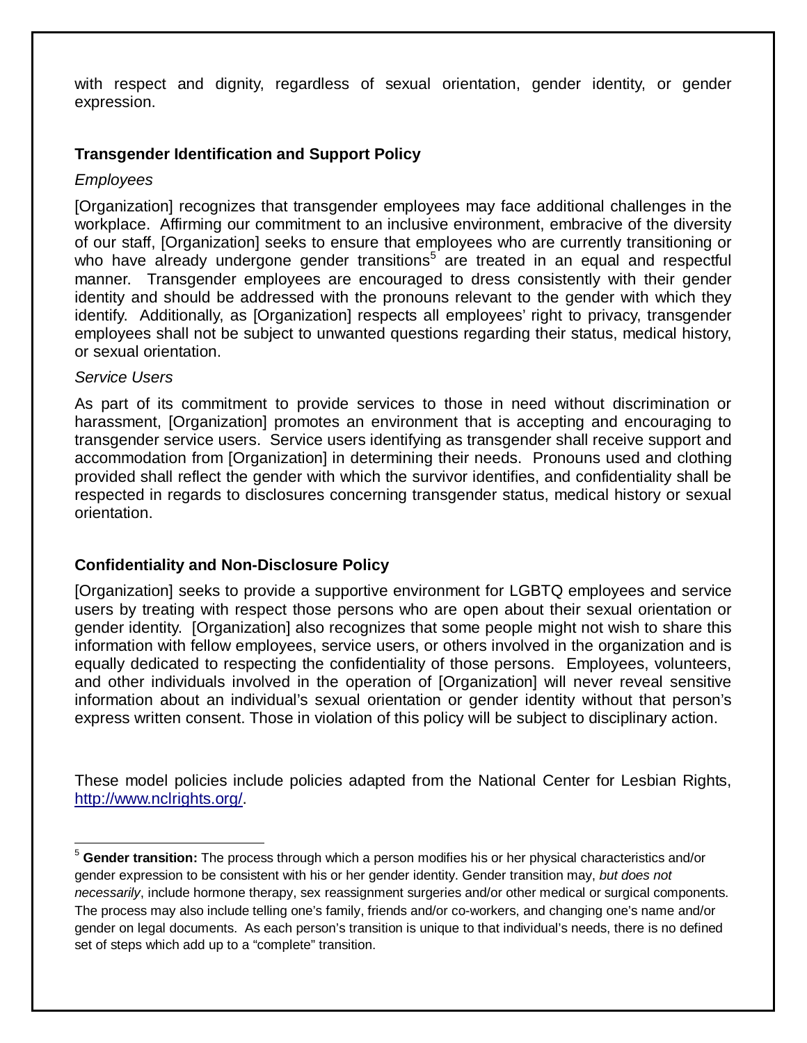with respect and dignity, regardless of sexual orientation, gender identity, or gender expression.

### Transgender Identification and Support Policy

*Employees*

[Organization] recognizes that transgender employees may face additional challenges in the workplace. Affirming our commitment to an inclusive environment, embracive of the diversity of our staff, [Organization] seeks to ensure that employees who are currently transitioning or who have already undergone gender transitions[5] are treated in an equal and respectful manner. Transgender employees are encouraged to dress consistently with their gender identity and should be addressed with the pronouns relevant to the gender with which they identify. Additionally, as [Organization] respects all employees' right to privacy, transgender employees shall not be subject to unwanted questions regarding their status, medical history, or sexual orientation.

*Service Users*

As part of its commitment to provide services to those in need without discrimination or harassment, [Organization] promotes an environment that is accepting and encouraging to transgender service users. Service users identifying as transgender shall receive support and accommodation from [Organization] in determining their needs. Pronouns used and clothing provided shall reflect the gender with which the survivor identifies, and confidentiality shall be respected in regards to disclosures concerning transgender status, medical history or sexual orientation.

### Confidentiality and Non-Disclosure Policy

[Organization] seeks to provide a supportive environment for LGBTQ employees and service users by treating with respect those persons who are open about their sexual orientation or gender identity. [Organization] also recognizes that some people might not wish to share this information with fellow employees, service users, or others involved in the organization and is equally dedicated to respecting the confidentiality of those persons. Employees, volunteers, and other individuals involved in the operation of [Organization] will never reveal sensitive information about an individual's sexual orientation or gender identity without that person's express written consent. Those in violation of this policy will be subject to disciplinary action.

These model policies include policies adapted from the National Center for Lesbian Rights, [http://www.nclrights.org/](http://www.nclrights.org/).

---

[5] **Gender transition:** The process through which a person modifies his or her physical characteristics and/or gender expression to be consistent with his or her gender identity. Gender transition may, *but does not necessarily*, include hormone therapy, sex reassignment surgeries and/or other medical or surgical components. The process may also include telling one's family, friends and/or co-workers, and changing one's name and/or gender on legal documents. As each person's transition is unique to that individual's needs, there is no defined set of steps which add up to a "complete" transition.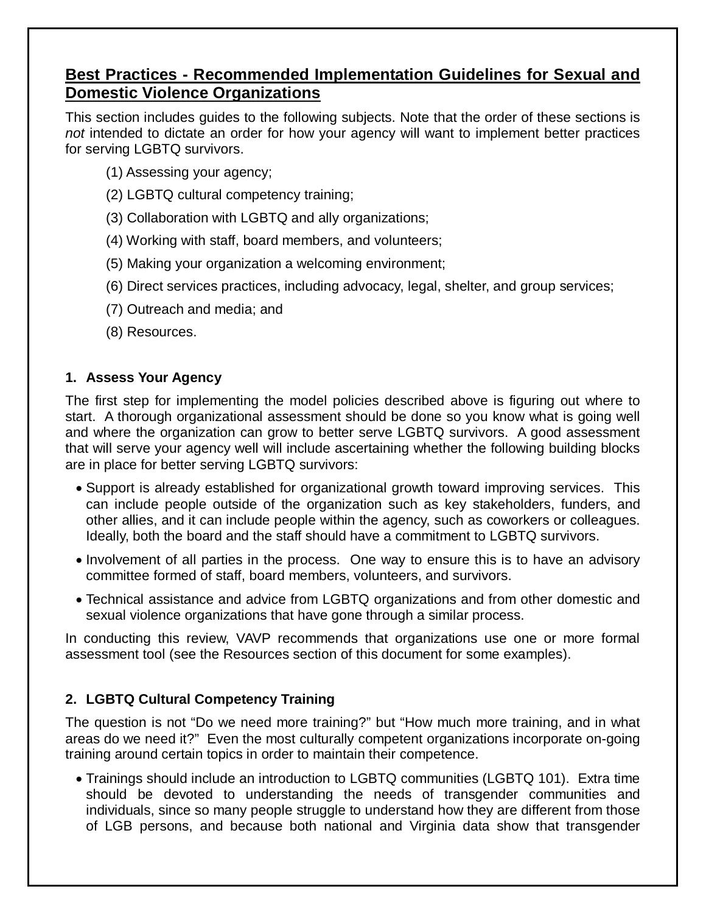## Best Practices - Recommended Implementation Guidelines for Sexual and Domestic Violence Organizations

This section includes guides to the following subjects. Note that the order of these sections is *not* intended to dictate an order for how your agency will want to implement better practices for serving LGBTQ survivors.

(1) Assessing your agency;

(2) LGBTQ cultural competency training;

(3) Collaboration with LGBTQ and ally organizations;

(4) Working with staff, board members, and volunteers;

(5) Making your organization a welcoming environment;

(6) Direct services practices, including advocacy, legal, shelter, and group services;

(7) Outreach and media; and

(8) Resources.

### 1. Assess Your Agency

The first step for implementing the model policies described above is figuring out where to start. A thorough organizational assessment should be done so you know what is going well and where the organization can grow to better serve LGBTQ survivors. A good assessment that will serve your agency well will include ascertaining whether the following building blocks are in place for better serving LGBTQ survivors:

- Support is already established for organizational growth toward improving services. This can include people outside of the organization such as key stakeholders, funders, and other allies, and it can include people within the agency, such as coworkers or colleagues. Ideally, both the board and the staff should have a commitment to LGBTQ survivors.
- Involvement of all parties in the process. One way to ensure this is to have an advisory committee formed of staff, board members, volunteers, and survivors.
- Technical assistance and advice from LGBTQ organizations and from other domestic and sexual violence organizations that have gone through a similar process.

In conducting this review, VAVP recommends that organizations use one or more formal assessment tool (see the Resources section of this document for some examples).

### 2. LGBTQ Cultural Competency Training

The question is not “Do we need more training?” but “How much more training, and in what areas do we need it?” Even the most culturally competent organizations incorporate on-going training around certain topics in order to maintain their competence.

- Trainings should include an introduction to LGBTQ communities (LGBTQ 101). Extra time should be devoted to understanding the needs of transgender communities and individuals, since so many people struggle to understand how they are different from those of LGB persons, and because both national and Virginia data show that transgender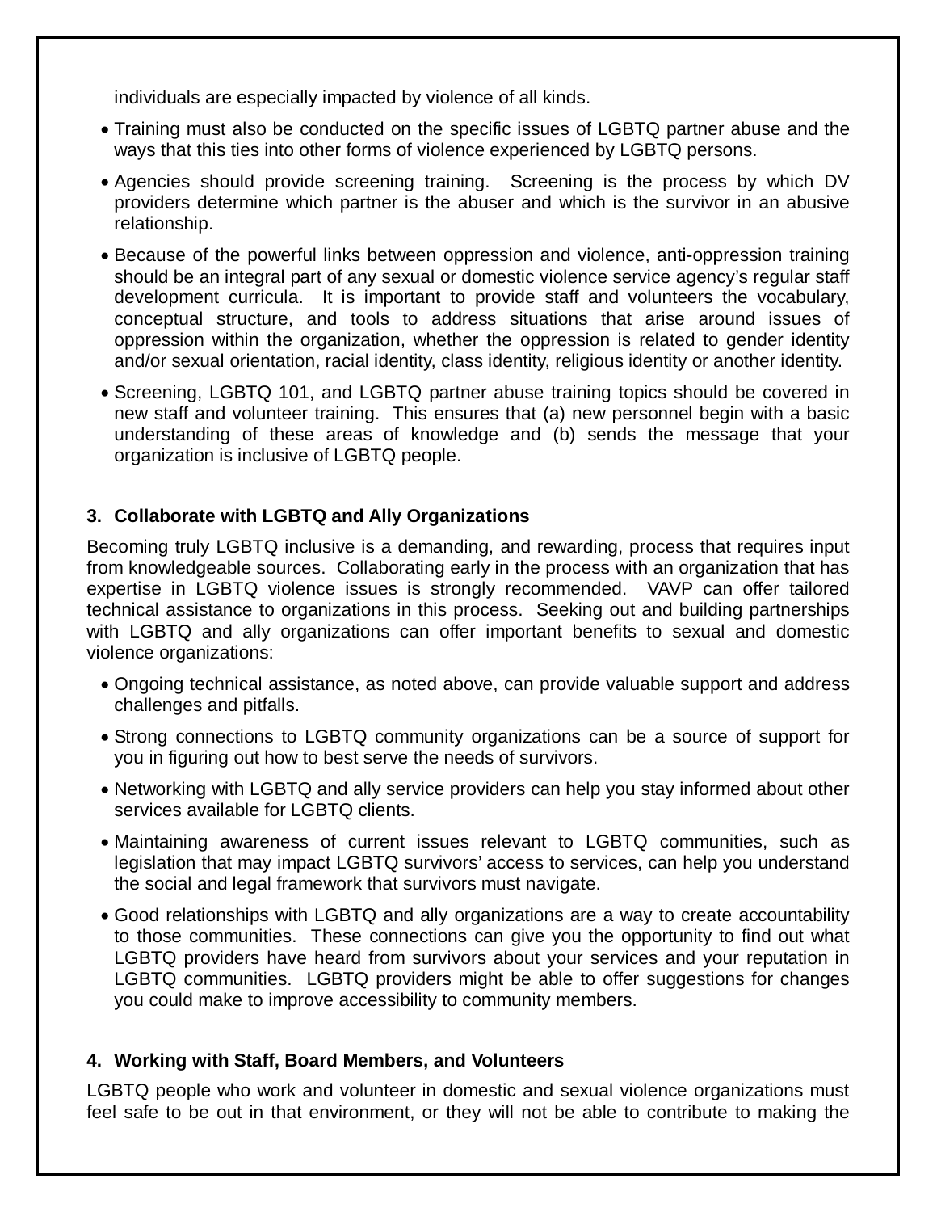individuals are especially impacted by violence of all kinds.

- Training must also be conducted on the specific issues of LGBTQ partner abuse and the ways that this ties into other forms of violence experienced by LGBTQ persons.
- Agencies should provide screening training. Screening is the process by which DV providers determine which partner is the abuser and which is the survivor in an abusive relationship.
- Because of the powerful links between oppression and violence, anti-oppression training should be an integral part of any sexual or domestic violence service agency's regular staff development curricula. It is important to provide staff and volunteers the vocabulary, conceptual structure, and tools to address situations that arise around issues of oppression within the organization, whether the oppression is related to gender identity and/or sexual orientation, racial identity, class identity, religious identity or another identity.
- Screening, LGBTQ 101, and LGBTQ partner abuse training topics should be covered in new staff and volunteer training. This ensures that (a) new personnel begin with a basic understanding of these areas of knowledge and (b) sends the message that your organization is inclusive of LGBTQ people.

### 3. Collaborate with LGBTQ and Ally Organizations

Becoming truly LGBTQ inclusive is a demanding, and rewarding, process that requires input from knowledgeable sources. Collaborating early in the process with an organization that has expertise in LGBTQ violence issues is strongly recommended. VAVP can offer tailored technical assistance to organizations in this process. Seeking out and building partnerships with LGBTQ and ally organizations can offer important benefits to sexual and domestic violence organizations:

- Ongoing technical assistance, as noted above, can provide valuable support and address challenges and pitfalls.
- Strong connections to LGBTQ community organizations can be a source of support for you in figuring out how to best serve the needs of survivors.
- Networking with LGBTQ and ally service providers can help you stay informed about other services available for LGBTQ clients.
- Maintaining awareness of current issues relevant to LGBTQ communities, such as legislation that may impact LGBTQ survivors' access to services, can help you understand the social and legal framework that survivors must navigate.
- Good relationships with LGBTQ and ally organizations are a way to create accountability to those communities. These connections can give you the opportunity to find out what LGBTQ providers have heard from survivors about your services and your reputation in LGBTQ communities. LGBTQ providers might be able to offer suggestions for changes you could make to improve accessibility to community members.

### 4. Working with Staff, Board Members, and Volunteers

LGBTQ people who work and volunteer in domestic and sexual violence organizations must feel safe to be out in that environment, or they will not be able to contribute to making the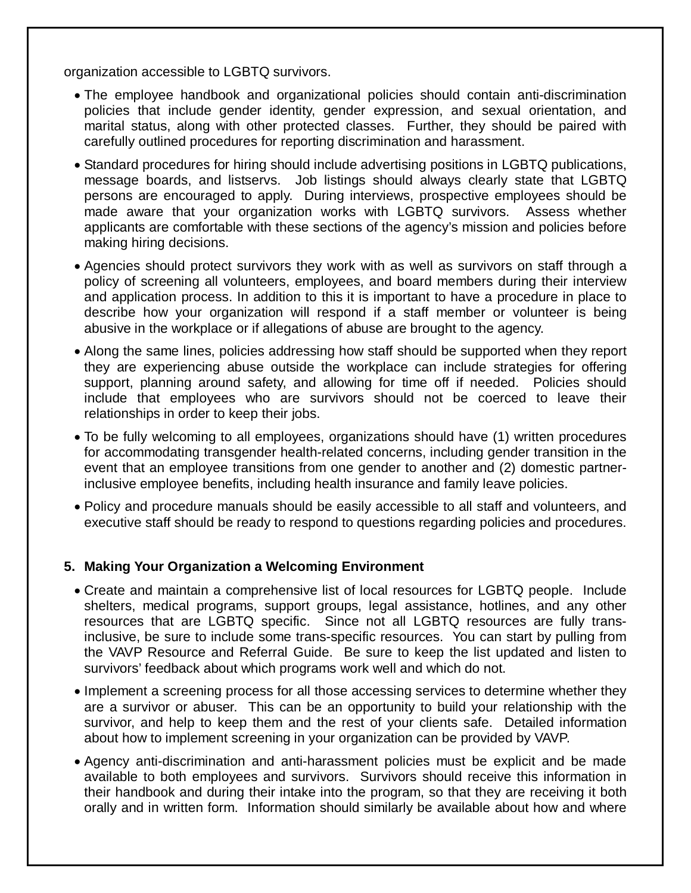organization accessible to LGBTQ survivors.

- The employee handbook and organizational policies should contain anti-discrimination policies that include gender identity, gender expression, and sexual orientation, and marital status, along with other protected classes. Further, they should be paired with carefully outlined procedures for reporting discrimination and harassment.
- Standard procedures for hiring should include advertising positions in LGBTQ publications, message boards, and listservs. Job listings should always clearly state that LGBTQ persons are encouraged to apply. During interviews, prospective employees should be made aware that your organization works with LGBTQ survivors. Assess whether applicants are comfortable with these sections of the agency's mission and policies before making hiring decisions.
- Agencies should protect survivors they work with as well as survivors on staff through a policy of screening all volunteers, employees, and board members during their interview and application process. In addition to this it is important to have a procedure in place to describe how your organization will respond if a staff member or volunteer is being abusive in the workplace or if allegations of abuse are brought to the agency.
- Along the same lines, policies addressing how staff should be supported when they report they are experiencing abuse outside the workplace can include strategies for offering support, planning around safety, and allowing for time off if needed. Policies should include that employees who are survivors should not be coerced to leave their relationships in order to keep their jobs.
- To be fully welcoming to all employees, organizations should have (1) written procedures for accommodating transgender health-related concerns, including gender transition in the event that an employee transitions from one gender to another and (2) domestic partner-inclusive employee benefits, including health insurance and family leave policies.
- Policy and procedure manuals should be easily accessible to all staff and volunteers, and executive staff should be ready to respond to questions regarding policies and procedures.

**5. Making Your Organization a Welcoming Environment**

- Create and maintain a comprehensive list of local resources for LGBTQ people. Include shelters, medical programs, support groups, legal assistance, hotlines, and any other resources that are LGBTQ specific. Since not all LGBTQ resources are fully trans-inclusive, be sure to include some trans-specific resources. You can start by pulling from the VAVP Resource and Referral Guide. Be sure to keep the list updated and listen to survivors' feedback about which programs work well and which do not.
- Implement a screening process for all those accessing services to determine whether they are a survivor or abuser. This can be an opportunity to build your relationship with the survivor, and help to keep them and the rest of your clients safe. Detailed information about how to implement screening in your organization can be provided by VAVP.
- Agency anti-discrimination and anti-harassment policies must be explicit and be made available to both employees and survivors. Survivors should receive this information in their handbook and during their intake into the program, so that they are receiving it both orally and in written form. Information should similarly be available about how and where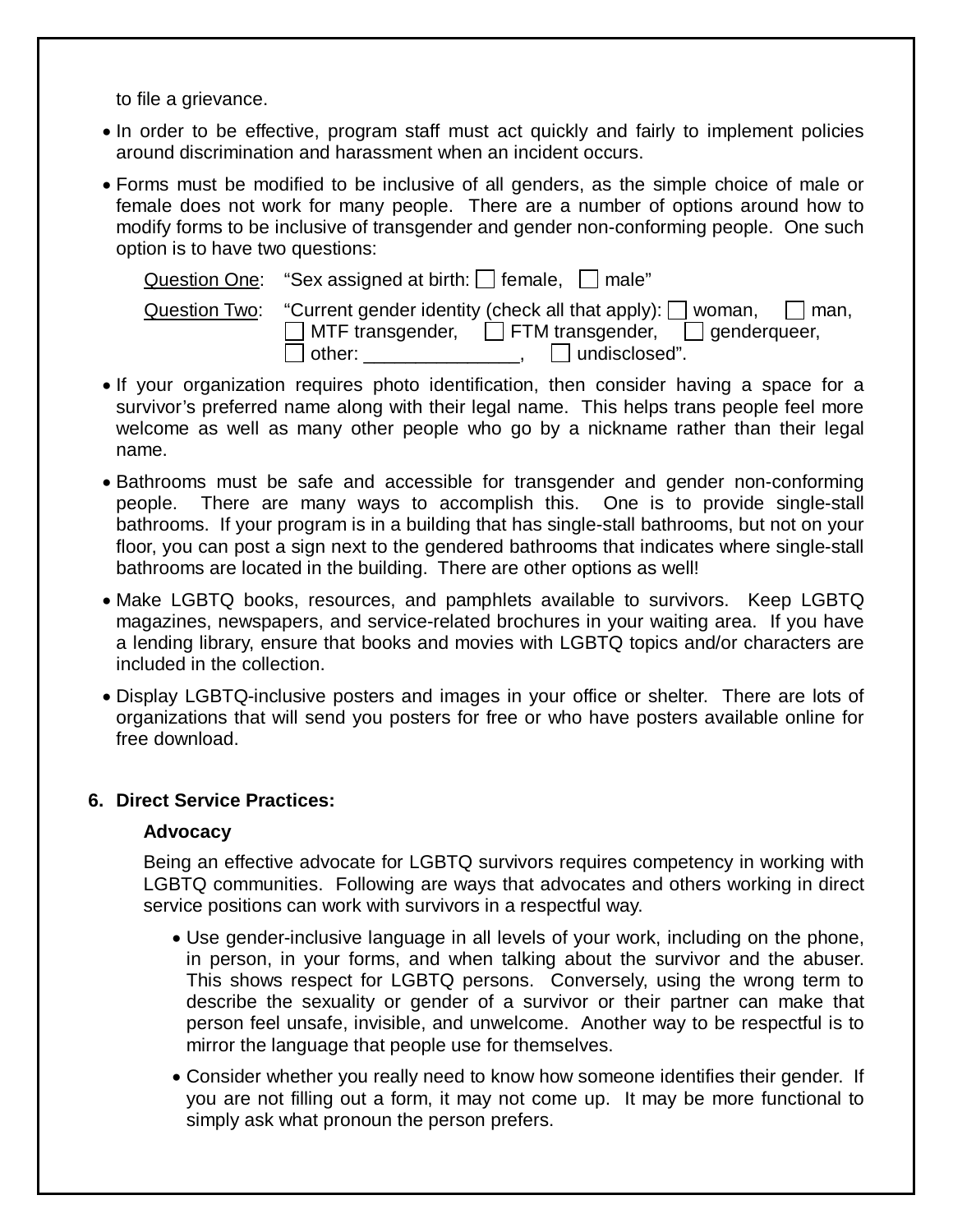to file a grievance.

- In order to be effective, program staff must act quickly and fairly to implement policies around discrimination and harassment when an incident occurs.
- Forms must be modified to be inclusive of all genders, as the simple choice of male or female does not work for many people. There are a number of options around how to modify forms to be inclusive of transgender and gender non-conforming people. One such option is to have two questions:

  Question One: "Sex assigned at birth: ☐ female, ☐ male"

  Question Two: "Current gender identity (check all that apply): ☐ woman, ☐ man, ☐ MTF transgender, ☐ FTM transgender, ☐ genderqueer, ☐ other: _______________, ☐ undisclosed".

- If your organization requires photo identification, then consider having a space for a survivor's preferred name along with their legal name. This helps trans people feel more welcome as well as many other people who go by a nickname rather than their legal name.
- Bathrooms must be safe and accessible for transgender and gender non-conforming people. There are many ways to accomplish this. One is to provide single-stall bathrooms. If your program is in a building that has single-stall bathrooms, but not on your floor, you can post a sign next to the gendered bathrooms that indicates where single-stall bathrooms are located in the building. There are other options as well!
- Make LGBTQ books, resources, and pamphlets available to survivors. Keep LGBTQ magazines, newspapers, and service-related brochures in your waiting area. If you have a lending library, ensure that books and movies with LGBTQ topics and/or characters are included in the collection.
- Display LGBTQ-inclusive posters and images in your office or shelter. There are lots of organizations that will send you posters for free or who have posters available online for free download.

**6. Direct Service Practices:**

**Advocacy**

Being an effective advocate for LGBTQ survivors requires competency in working with LGBTQ communities. Following are ways that advocates and others working in direct service positions can work with survivors in a respectful way.

- Use gender-inclusive language in all levels of your work, including on the phone, in person, in your forms, and when talking about the survivor and the abuser. This shows respect for LGBTQ persons. Conversely, using the wrong term to describe the sexuality or gender of a survivor or their partner can make that person feel unsafe, invisible, and unwelcome. Another way to be respectful is to mirror the language that people use for themselves.
- Consider whether you really need to know how someone identifies their gender. If you are not filling out a form, it may not come up. It may be more functional to simply ask what pronoun the person prefers.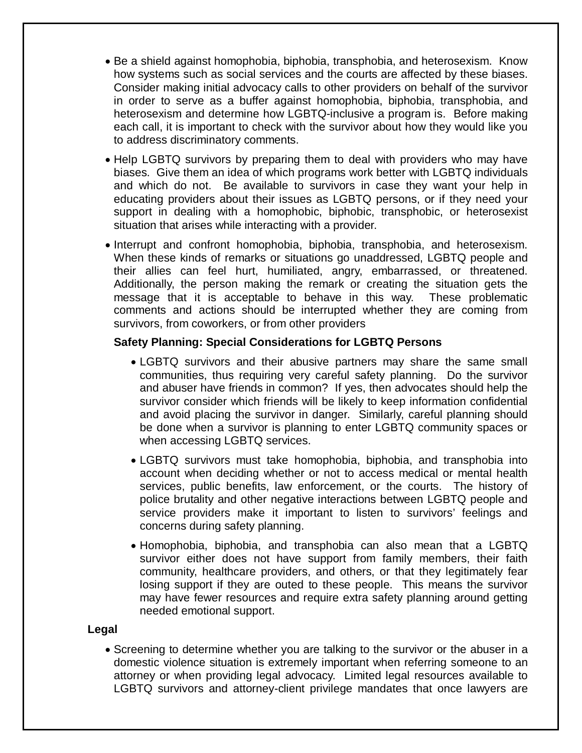- Be a shield against homophobia, biphobia, transphobia, and heterosexism. Know how systems such as social services and the courts are affected by these biases. Consider making initial advocacy calls to other providers on behalf of the survivor in order to serve as a buffer against homophobia, biphobia, transphobia, and heterosexism and determine how LGBTQ-inclusive a program is. Before making each call, it is important to check with the survivor about how they would like you to address discriminatory comments.

- Help LGBTQ survivors by preparing them to deal with providers who may have biases. Give them an idea of which programs work better with LGBTQ individuals and which do not. Be available to survivors in case they want your help in educating providers about their issues as LGBTQ persons, or if they need your support in dealing with a homophobic, biphobic, transphobic, or heterosexist situation that arises while interacting with a provider.

- Interrupt and confront homophobia, biphobia, transphobia, and heterosexism. When these kinds of remarks or situations go unaddressed, LGBTQ people and their allies can feel hurt, humiliated, angry, embarrassed, or threatened. Additionally, the person making the remark or creating the situation gets the message that it is acceptable to behave in this way. These problematic comments and actions should be interrupted whether they are coming from survivors, from coworkers, or from other providers

**Safety Planning: Special Considerations for LGBTQ Persons**

- LGBTQ survivors and their abusive partners may share the same small communities, thus requiring very careful safety planning. Do the survivor and abuser have friends in common? If yes, then advocates should help the survivor consider which friends will be likely to keep information confidential and avoid placing the survivor in danger. Similarly, careful planning should be done when a survivor is planning to enter LGBTQ community spaces or when accessing LGBTQ services.

- LGBTQ survivors must take homophobia, biphobia, and transphobia into account when deciding whether or not to access medical or mental health services, public benefits, law enforcement, or the courts. The history of police brutality and other negative interactions between LGBTQ people and service providers make it important to listen to survivors' feelings and concerns during safety planning.

- Homophobia, biphobia, and transphobia can also mean that a LGBTQ survivor either does not have support from family members, their faith community, healthcare providers, and others, or that they legitimately fear losing support if they are outed to these people. This means the survivor may have fewer resources and require extra safety planning around getting needed emotional support.

**Legal**

- Screening to determine whether you are talking to the survivor or the abuser in a domestic violence situation is extremely important when referring someone to an attorney or when providing legal advocacy. Limited legal resources available to LGBTQ survivors and attorney-client privilege mandates that once lawyers are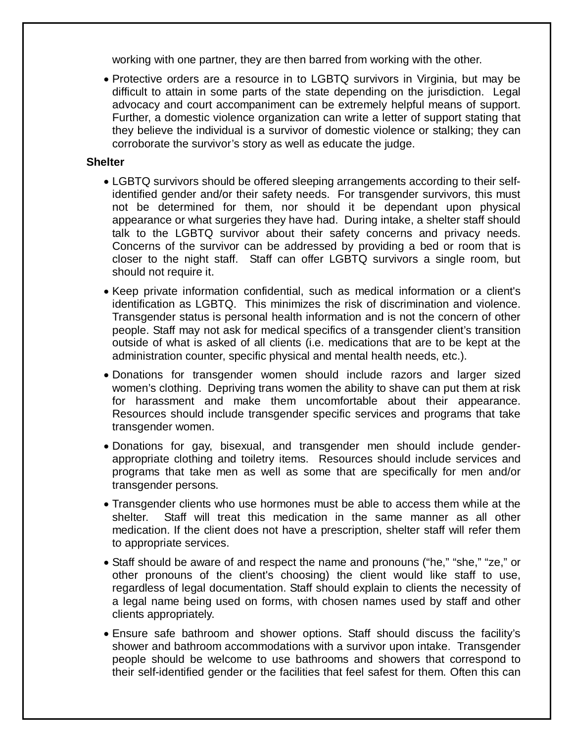working with one partner, they are then barred from working with the other.

- Protective orders are a resource in to LGBTQ survivors in Virginia, but may be difficult to attain in some parts of the state depending on the jurisdiction. Legal advocacy and court accompaniment can be extremely helpful means of support. Further, a domestic violence organization can write a letter of support stating that they believe the individual is a survivor of domestic violence or stalking; they can corroborate the survivor's story as well as educate the judge.

**Shelter**

- LGBTQ survivors should be offered sleeping arrangements according to their self-identified gender and/or their safety needs. For transgender survivors, this must not be determined for them, nor should it be dependant upon physical appearance or what surgeries they have had. During intake, a shelter staff should talk to the LGBTQ survivor about their safety concerns and privacy needs. Concerns of the survivor can be addressed by providing a bed or room that is closer to the night staff. Staff can offer LGBTQ survivors a single room, but should not require it.
- Keep private information confidential, such as medical information or a client's identification as LGBTQ. This minimizes the risk of discrimination and violence. Transgender status is personal health information and is not the concern of other people. Staff may not ask for medical specifics of a transgender client's transition outside of what is asked of all clients (i.e. medications that are to be kept at the administration counter, specific physical and mental health needs, etc.).
- Donations for transgender women should include razors and larger sized women's clothing. Depriving trans women the ability to shave can put them at risk for harassment and make them uncomfortable about their appearance. Resources should include transgender specific services and programs that take transgender women.
- Donations for gay, bisexual, and transgender men should include gender-appropriate clothing and toiletry items. Resources should include services and programs that take men as well as some that are specifically for men and/or transgender persons.
- Transgender clients who use hormones must be able to access them while at the shelter. Staff will treat this medication in the same manner as all other medication. If the client does not have a prescription, shelter staff will refer them to appropriate services.
- Staff should be aware of and respect the name and pronouns ("he," "she," "ze," or other pronouns of the client's choosing) the client would like staff to use, regardless of legal documentation. Staff should explain to clients the necessity of a legal name being used on forms, with chosen names used by staff and other clients appropriately.
- Ensure safe bathroom and shower options. Staff should discuss the facility's shower and bathroom accommodations with a survivor upon intake. Transgender people should be welcome to use bathrooms and showers that correspond to their self-identified gender or the facilities that feel safest for them. Often this can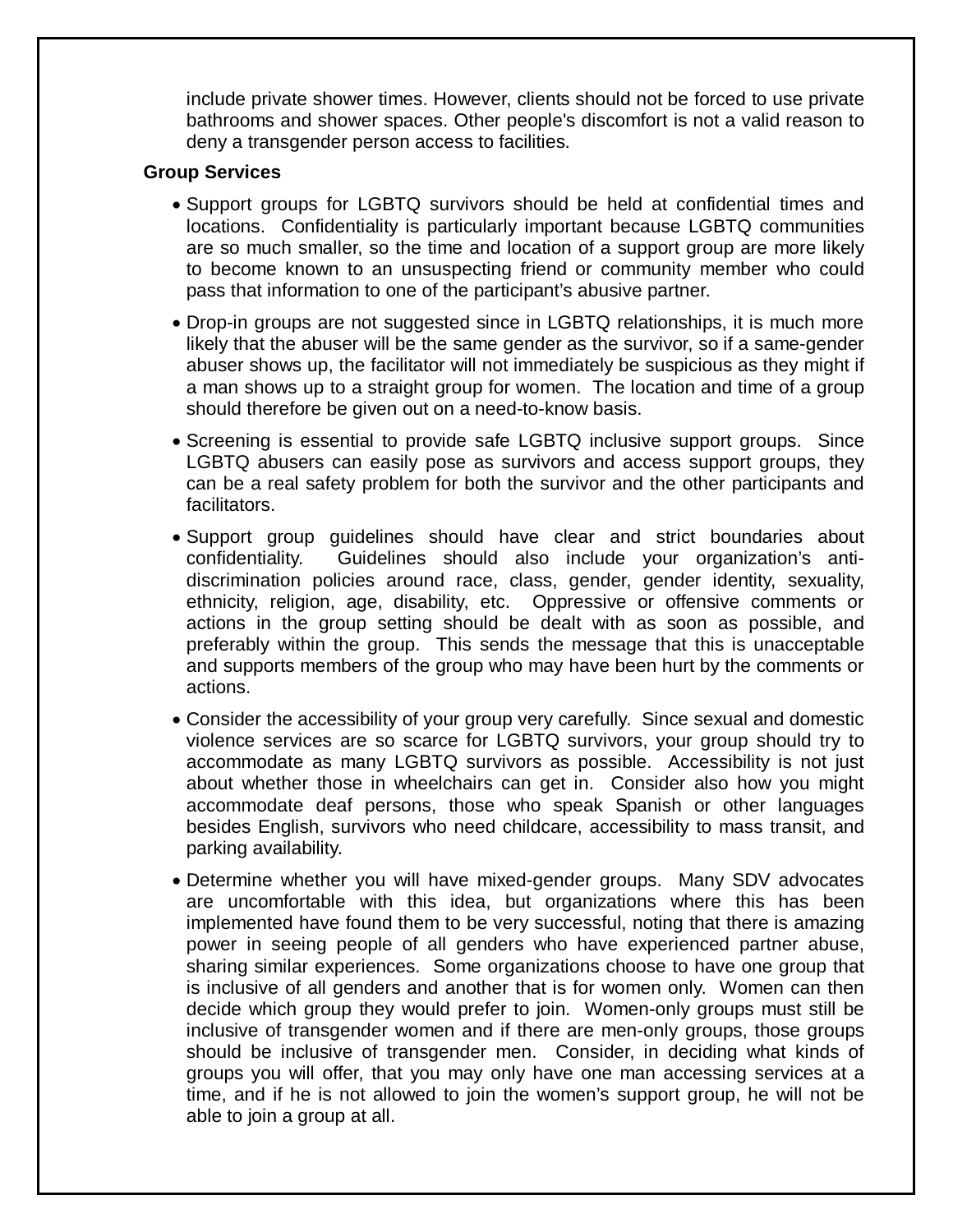include private shower times. However, clients should not be forced to use private bathrooms and shower spaces. Other people's discomfort is not a valid reason to deny a transgender person access to facilities.

**Group Services**

- Support groups for LGBTQ survivors should be held at confidential times and locations. Confidentiality is particularly important because LGBTQ communities are so much smaller, so the time and location of a support group are more likely to become known to an unsuspecting friend or community member who could pass that information to one of the participant's abusive partner.
- Drop-in groups are not suggested since in LGBTQ relationships, it is much more likely that the abuser will be the same gender as the survivor, so if a same-gender abuser shows up, the facilitator will not immediately be suspicious as they might if a man shows up to a straight group for women. The location and time of a group should therefore be given out on a need-to-know basis.
- Screening is essential to provide safe LGBTQ inclusive support groups. Since LGBTQ abusers can easily pose as survivors and access support groups, they can be a real safety problem for both the survivor and the other participants and facilitators.
- Support group guidelines should have clear and strict boundaries about confidentiality. Guidelines should also include your organization's anti-discrimination policies around race, class, gender, gender identity, sexuality, ethnicity, religion, age, disability, etc. Oppressive or offensive comments or actions in the group setting should be dealt with as soon as possible, and preferably within the group. This sends the message that this is unacceptable and supports members of the group who may have been hurt by the comments or actions.
- Consider the accessibility of your group very carefully. Since sexual and domestic violence services are so scarce for LGBTQ survivors, your group should try to accommodate as many LGBTQ survivors as possible. Accessibility is not just about whether those in wheelchairs can get in. Consider also how you might accommodate deaf persons, those who speak Spanish or other languages besides English, survivors who need childcare, accessibility to mass transit, and parking availability.
- Determine whether you will have mixed-gender groups. Many SDV advocates are uncomfortable with this idea, but organizations where this has been implemented have found them to be very successful, noting that there is amazing power in seeing people of all genders who have experienced partner abuse, sharing similar experiences. Some organizations choose to have one group that is inclusive of all genders and another that is for women only. Women can then decide which group they would prefer to join. Women-only groups must still be inclusive of transgender women and if there are men-only groups, those groups should be inclusive of transgender men. Consider, in deciding what kinds of groups you will offer, that you may only have one man accessing services at a time, and if he is not allowed to join the women's support group, he will not be able to join a group at all.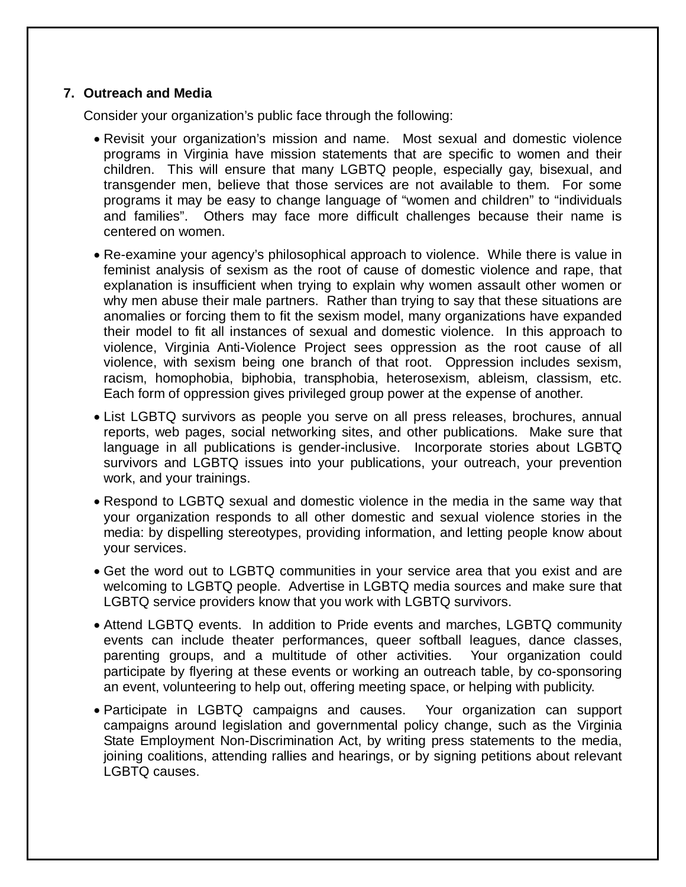7. **Outreach and Media**

Consider your organization's public face through the following:

- Revisit your organization's mission and name. Most sexual and domestic violence programs in Virginia have mission statements that are specific to women and their children. This will ensure that many LGBTQ people, especially gay, bisexual, and transgender men, believe that those services are not available to them. For some programs it may be easy to change language of "women and children" to "individuals and families". Others may face more difficult challenges because their name is centered on women.
- Re-examine your agency's philosophical approach to violence. While there is value in feminist analysis of sexism as the root of cause of domestic violence and rape, that explanation is insufficient when trying to explain why women assault other women or why men abuse their male partners. Rather than trying to say that these situations are anomalies or forcing them to fit the sexism model, many organizations have expanded their model to fit all instances of sexual and domestic violence. In this approach to violence, Virginia Anti-Violence Project sees oppression as the root cause of all violence, with sexism being one branch of that root. Oppression includes sexism, racism, homophobia, biphobia, transphobia, heterosexism, ableism, classism, etc. Each form of oppression gives privileged group power at the expense of another.
- List LGBTQ survivors as people you serve on all press releases, brochures, annual reports, web pages, social networking sites, and other publications. Make sure that language in all publications is gender-inclusive. Incorporate stories about LGBTQ survivors and LGBTQ issues into your publications, your outreach, your prevention work, and your trainings.
- Respond to LGBTQ sexual and domestic violence in the media in the same way that your organization responds to all other domestic and sexual violence stories in the media: by dispelling stereotypes, providing information, and letting people know about your services.
- Get the word out to LGBTQ communities in your service area that you exist and are welcoming to LGBTQ people. Advertise in LGBTQ media sources and make sure that LGBTQ service providers know that you work with LGBTQ survivors.
- Attend LGBTQ events. In addition to Pride events and marches, LGBTQ community events can include theater performances, queer softball leagues, dance classes, parenting groups, and a multitude of other activities. Your organization could participate by flyering at these events or working an outreach table, by co-sponsoring an event, volunteering to help out, offering meeting space, or helping with publicity.
- Participate in LGBTQ campaigns and causes. Your organization can support campaigns around legislation and governmental policy change, such as the Virginia State Employment Non-Discrimination Act, by writing press statements to the media, joining coalitions, attending rallies and hearings, or by signing petitions about relevant LGBTQ causes.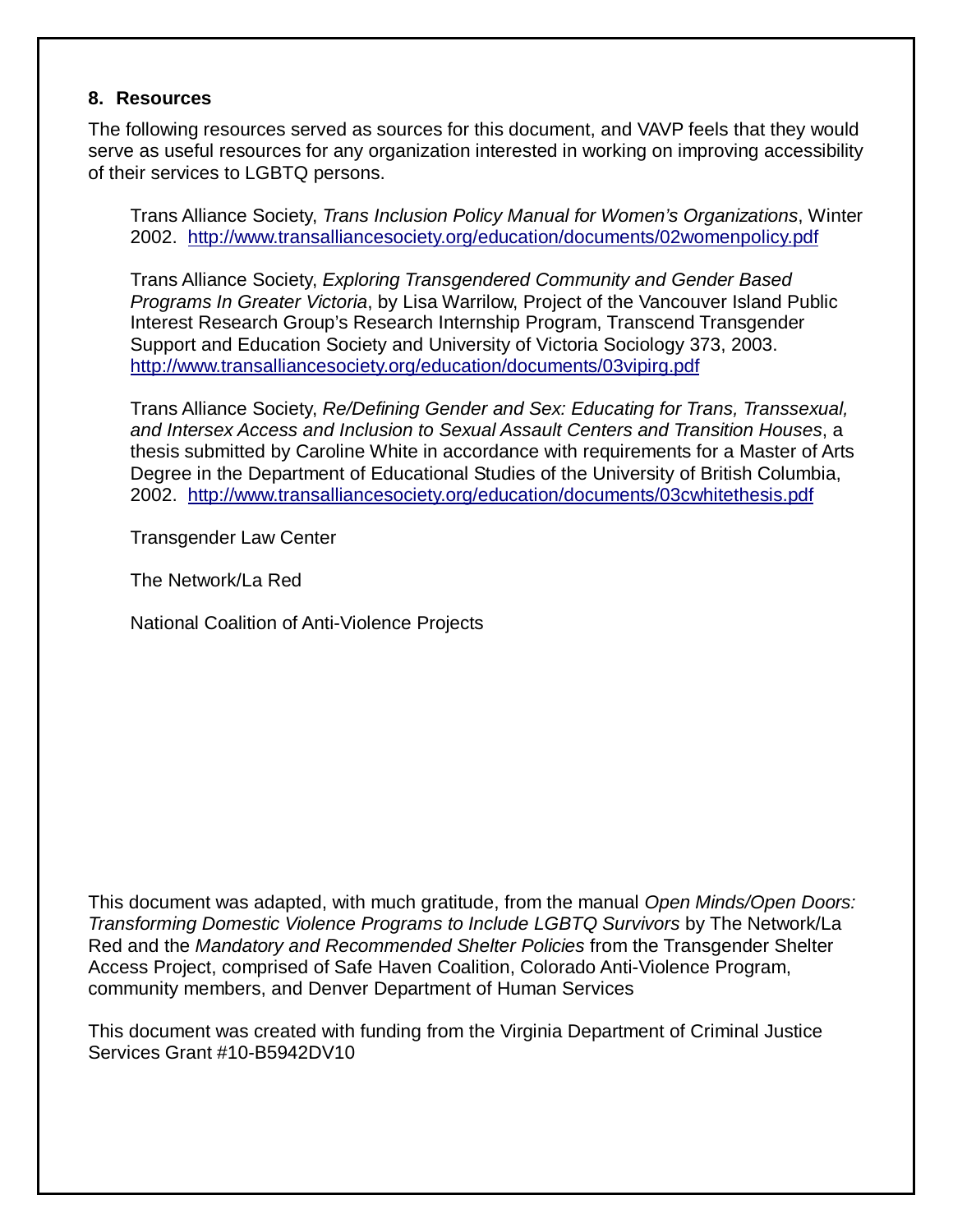## 8. Resources

The following resources served as sources for this document, and VAVP feels that they would serve as useful resources for any organization interested in working on improving accessibility of their services to LGBTQ persons.

Trans Alliance Society, *Trans Inclusion Policy Manual for Women's Organizations*, Winter 2002. http://www.transalliancesociety.org/education/documents/02womenpolicy.pdf

Trans Alliance Society, *Exploring Transgendered Community and Gender Based Programs In Greater Victoria*, by Lisa Warrilow, Project of the Vancouver Island Public Interest Research Group's Research Internship Program, Transcend Transgender Support and Education Society and University of Victoria Sociology 373, 2003. http://www.transalliancesociety.org/education/documents/03vipirg.pdf

Trans Alliance Society, *Re/Defining Gender and Sex: Educating for Trans, Transsexual, and Intersex Access and Inclusion to Sexual Assault Centers and Transition Houses*, a thesis submitted by Caroline White in accordance with requirements for a Master of Arts Degree in the Department of Educational Studies of the University of British Columbia, 2002. http://www.transalliancesociety.org/education/documents/03cwhitethesis.pdf

Transgender Law Center

The Network/La Red

National Coalition of Anti-Violence Projects

This document was adapted, with much gratitude, from the manual *Open Minds/Open Doors: Transforming Domestic Violence Programs to Include LGBTQ Survivors* by The Network/La Red and the *Mandatory and Recommended Shelter Policies* from the Transgender Shelter Access Project, comprised of Safe Haven Coalition, Colorado Anti-Violence Program, community members, and Denver Department of Human Services

This document was created with funding from the Virginia Department of Criminal Justice Services Grant #10-B5942DV10